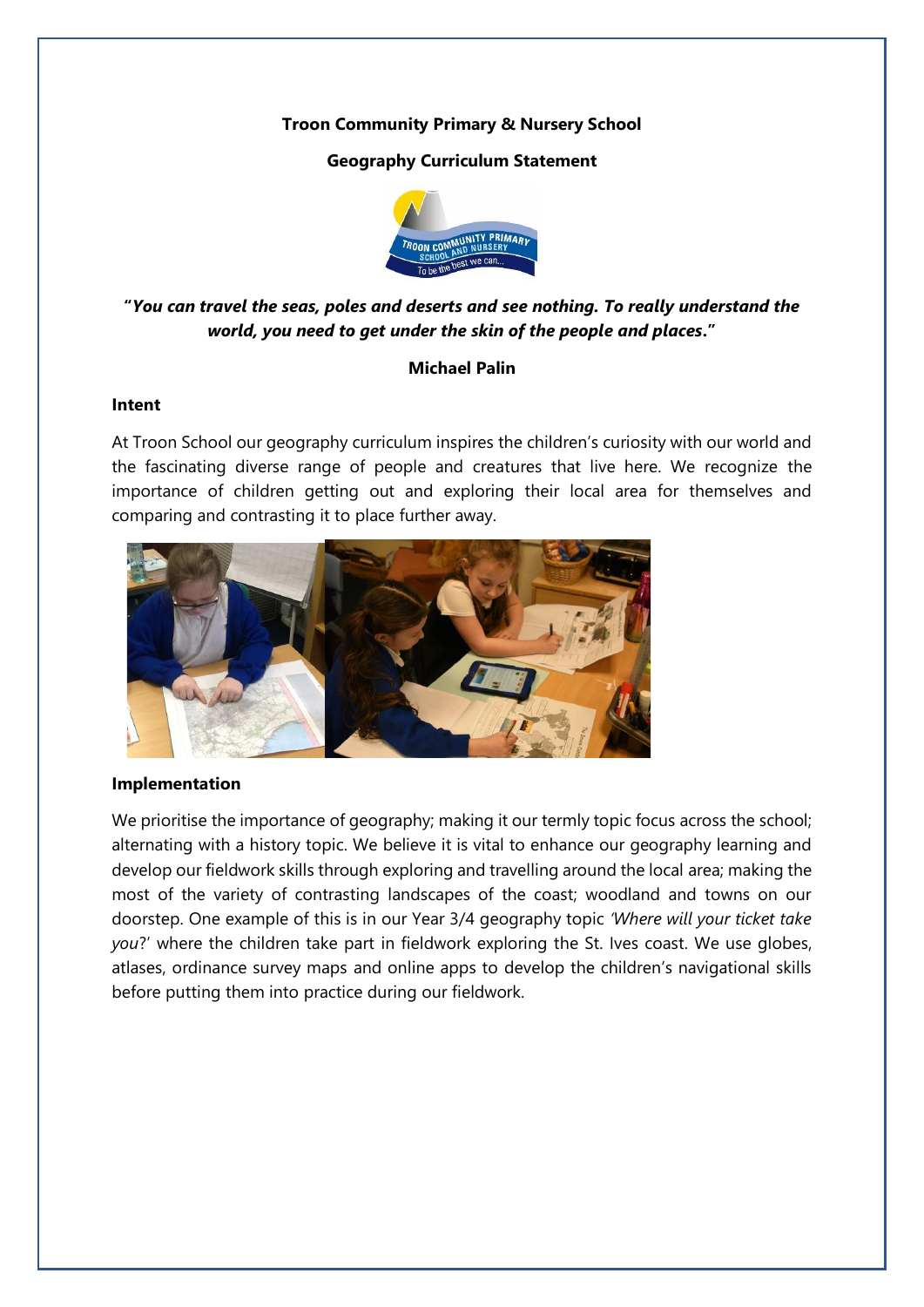**Troon Community Primary & Nursery School**

**Geography Curriculum Statement**

**"*You can travel the seas, poles and deserts and see nothing. To really understand the world, you need to get under the skin of the people and places*."**

**Michael Palin**

**Intent**

At Troon School our geography curriculum inspires the children's curiosity with our world and the fascinating diverse range of people and creatures that live here. We recognize the importance of children getting out and exploring their local area for themselves and comparing and contrasting it to place further away.

**Implementation**

We prioritise the importance of geography; making it our termly topic focus across the school; alternating with a history topic. We believe it is vital to enhance our geography learning and develop our fieldwork skills through exploring and travelling around the local area; making the most of the variety of contrasting landscapes of the coast; woodland and towns on our doorstep. One example of this is in our Year 3/4 geography topic *'Where will your ticket take you*?' where the children take part in fieldwork exploring the St. Ives coast. We use globes, atlases, ordinance survey maps and online apps to develop the children's navigational skills before putting them into practice during our fieldwork.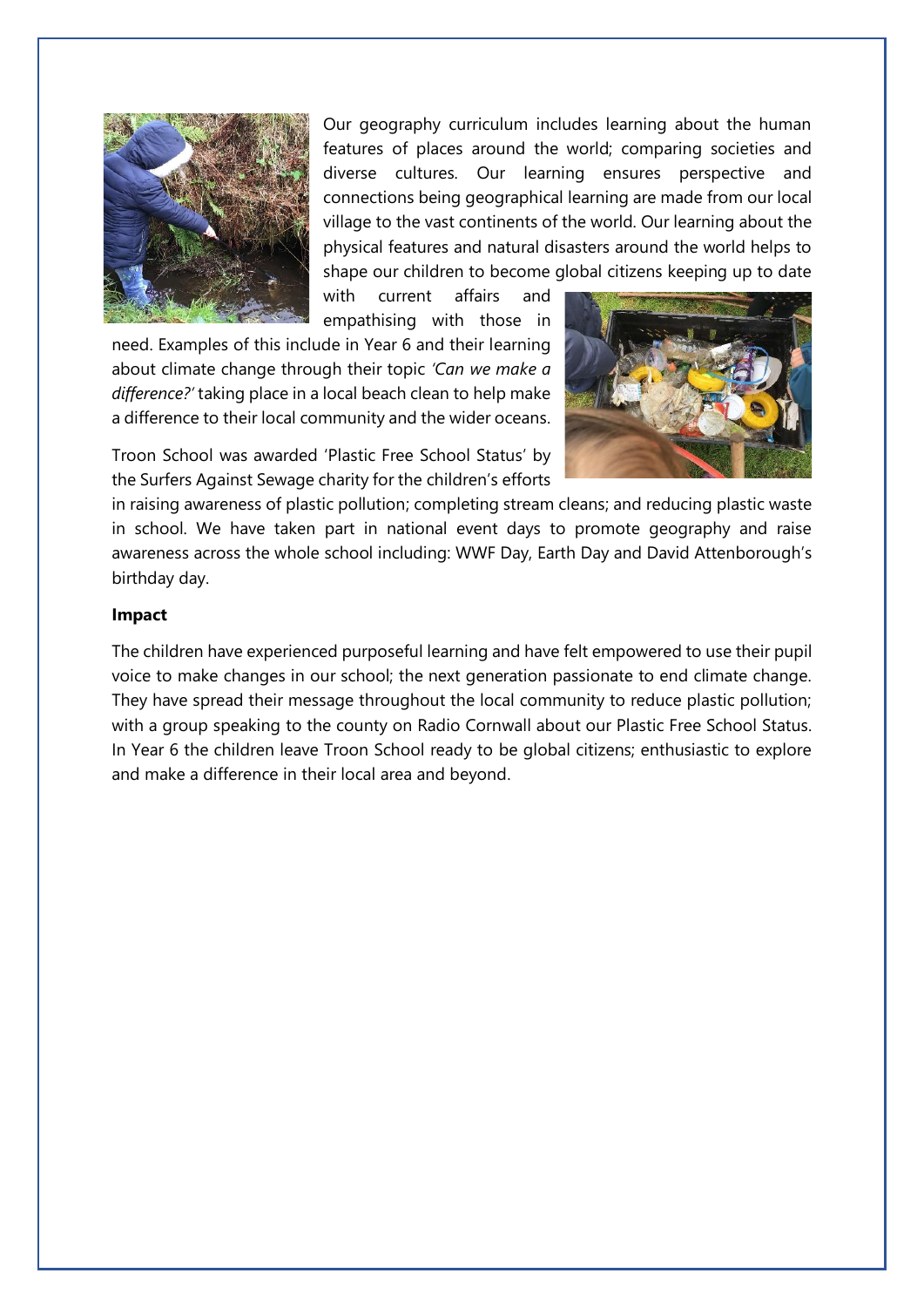Our geography curriculum includes learning about the human features of places around the world; comparing societies and diverse cultures. Our learning ensures perspective and connections being geographical learning are made from our local village to the vast continents of the world. Our learning about the physical features and natural disasters around the world helps to shape our children to become global citizens keeping up to date with current affairs and empathising with those in need. Examples of this include in Year 6 and their learning about climate change through their topic *'Can we make a difference?'* taking place in a local beach clean to help make a difference to their local community and the wider oceans.

Troon School was awarded 'Plastic Free School Status' by the Surfers Against Sewage charity for the children's efforts in raising awareness of plastic pollution; completing stream cleans; and reducing plastic waste in school. We have taken part in national event days to promote geography and raise awareness across the whole school including: WWF Day, Earth Day and David Attenborough's birthday day.

**Impact**

The children have experienced purposeful learning and have felt empowered to use their pupil voice to make changes in our school; the next generation passionate to end climate change. They have spread their message throughout the local community to reduce plastic pollution; with a group speaking to the county on Radio Cornwall about our Plastic Free School Status. In Year 6 the children leave Troon School ready to be global citizens; enthusiastic to explore and make a difference in their local area and beyond.